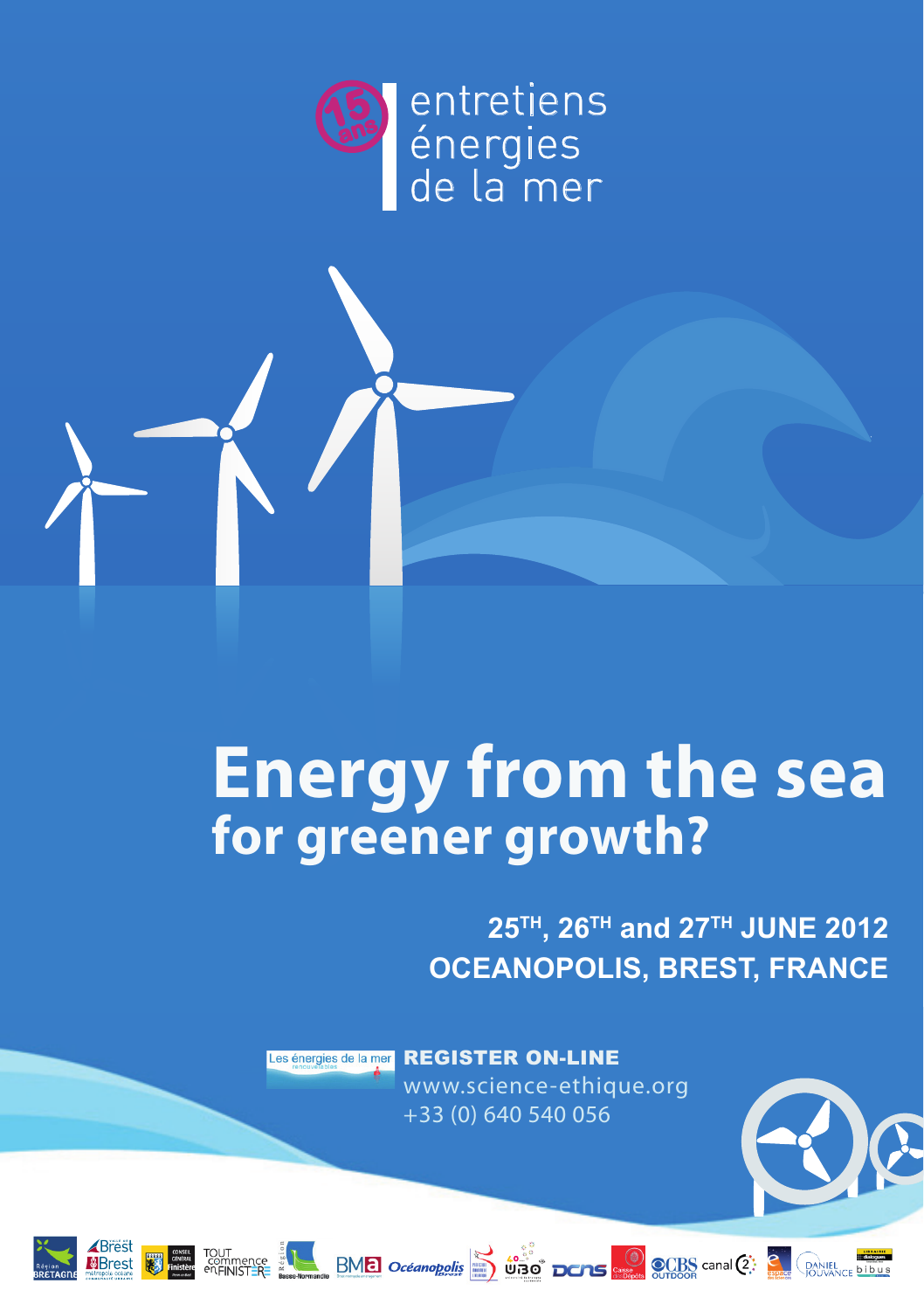15 ans

entretiens
énergies
de la mer

# Energy from the sea
## for greener growth?

**25[TH], 26[TH] and 27[TH] JUNE 2012**
**OCEANOPOLIS, BREST, FRANCE**

Les énergies de la mer renouvelables

**REGISTER ON-LINE**
www.science-ethique.org
+33 (0) 640 540 056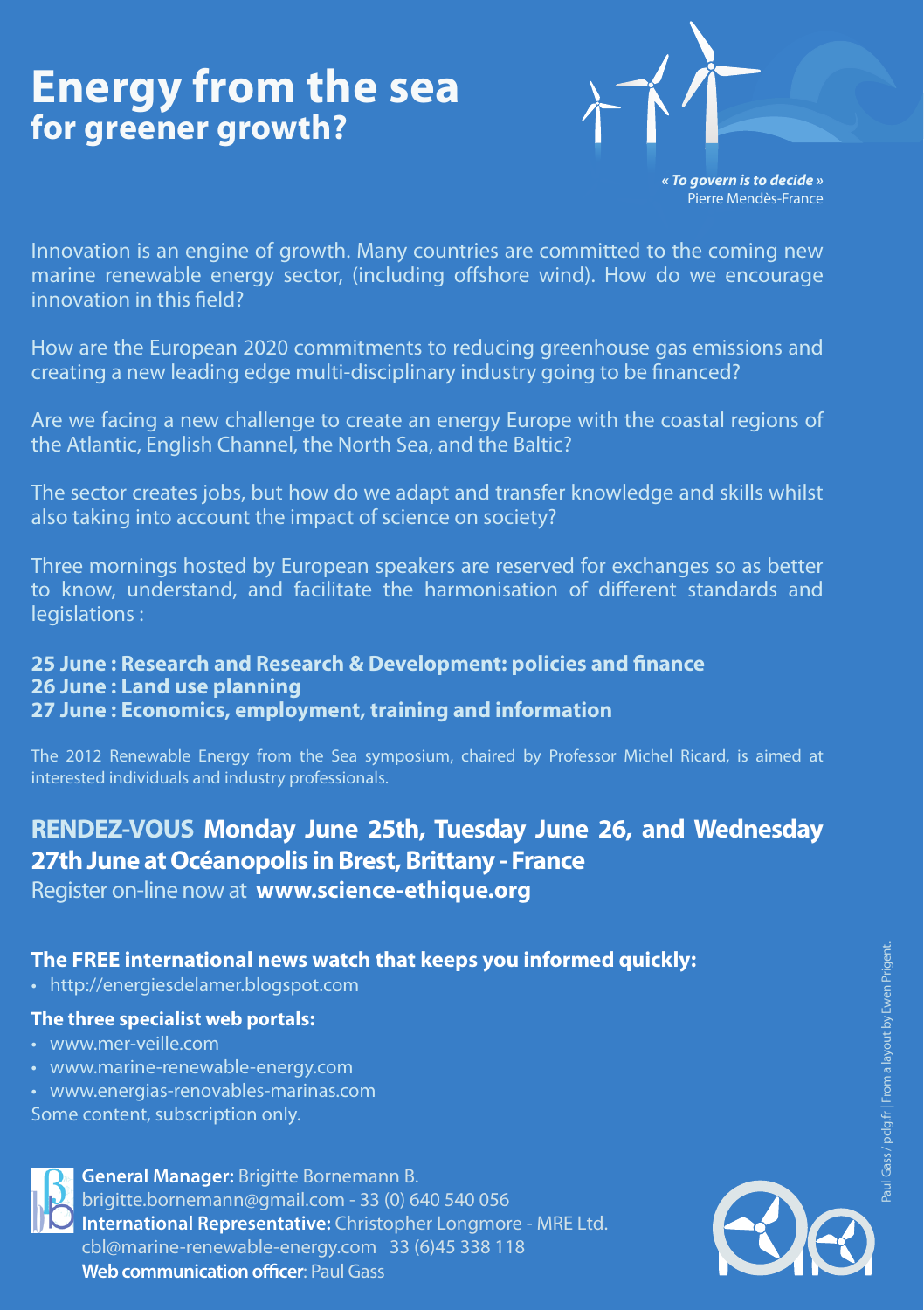# Energy from the sea
## for greener growth?

***« To govern is to decide »***
Pierre Mendès-France

Innovation is an engine of growth. Many countries are committed to the coming new marine renewable energy sector, (including offshore wind). How do we encourage innovation in this field?

How are the European 2020 commitments to reducing greenhouse gas emissions and creating a new leading edge multi-disciplinary industry going to be financed?

Are we facing a new challenge to create an energy Europe with the coastal regions of the Atlantic, English Channel, the North Sea, and the Baltic?

The sector creates jobs, but how do we adapt and transfer knowledge and skills whilst also taking into account the impact of science on society?

Three mornings hosted by European speakers are reserved for exchanges so as better to know, understand, and facilitate the harmonisation of different standards and legislations :

**25 June : Research and Research & Development: policies and finance**
**26 June : Land use planning**
**27 June : Economics, employment, training and information**

The 2012 Renewable Energy from the Sea symposium, chaired by Professor Michel Ricard, is aimed at interested individuals and industry professionals.

**RENDEZ-VOUS Monday June 25th, Tuesday June 26, and Wednesday 27th June at Océanopolis in Brest, Brittany - France**
Register on-line now at **www.science-ethique.org**

**The FREE international news watch that keeps you informed quickly:**

- http://energiesdelamer.blogspot.com

**The three specialist web portals:**

- www.mer-veille.com
- www.marine-renewable-energy.com
- www.energias-renovables-marinas.com

Some content, subscription only.

**General Manager:** Brigitte Bornemann B.
brigitte.bornemann@gmail.com - 33 (0) 640 540 056
**International Representative:** Christopher Longmore - MRE Ltd.
cbl@marine-renewable-energy.com 33 (6)45 338 118
**Web communication officer**: Paul Gass

Paul Gass / pclg.fr | From a layout by Ewen Prigent.